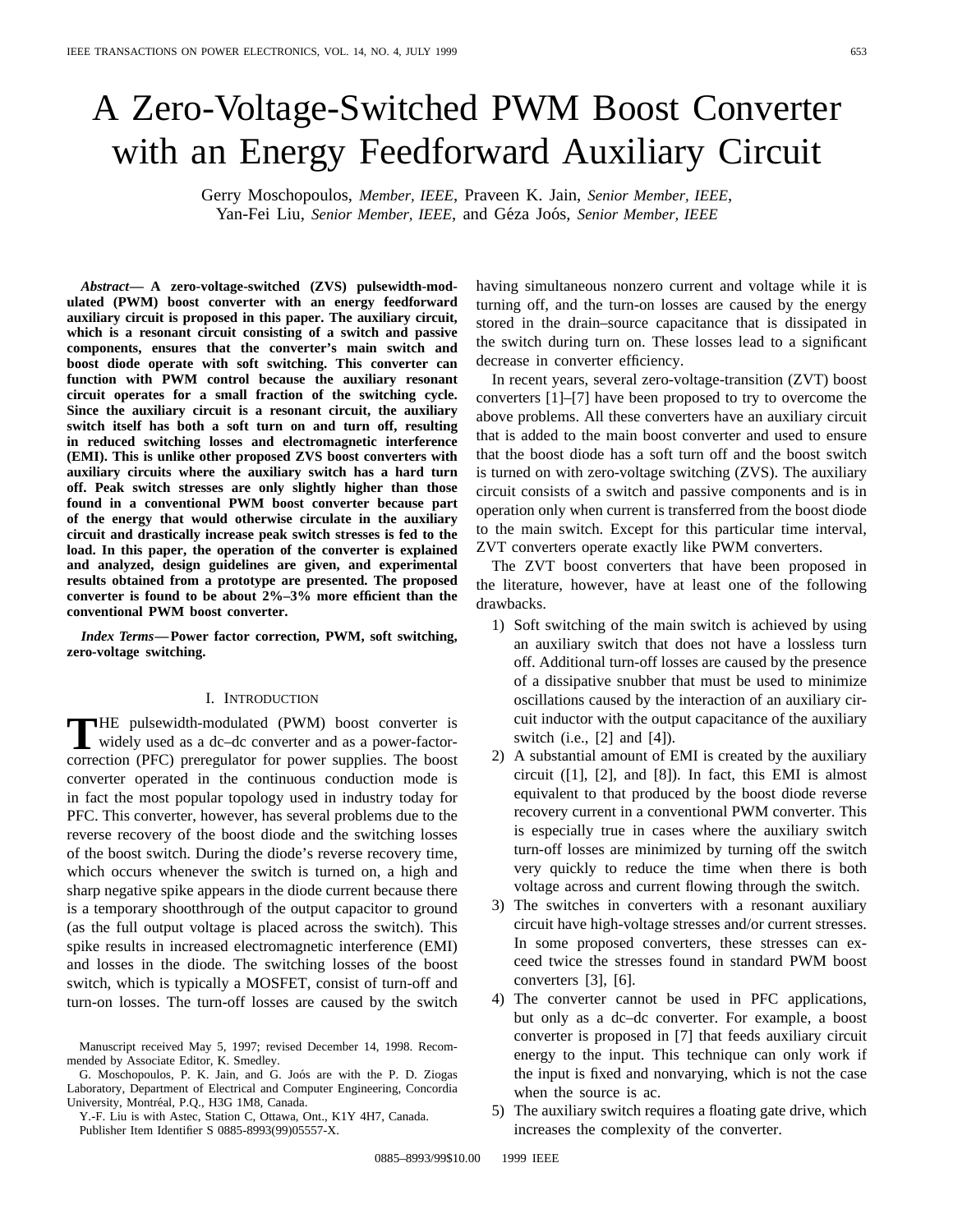# A Zero-Voltage-Switched PWM Boost Converter with an Energy Feedforward Auxiliary Circuit

Gerry Moschopoulos, *Member, IEEE*, Praveen K. Jain, *Senior Member, IEEE*, Yan-Fei Liu, *Senior Member, IEEE*, and Géza Joós, *Senior Member, IEEE*

***Abstract*— A zero-voltage-switched (ZVS) pulsewidth-modulated (PWM) boost converter with an energy feedforward auxiliary circuit is proposed in this paper. The auxiliary circuit, which is a resonant circuit consisting of a switch and passive components, ensures that the converter's main switch and boost diode operate with soft switching. This converter can function with PWM control because the auxiliary resonant circuit operates for a small fraction of the switching cycle. Since the auxiliary circuit is a resonant circuit, the auxiliary switch itself has both a soft turn on and turn off, resulting in reduced switching losses and electromagnetic interference (EMI). This is unlike other proposed ZVS boost converters with auxiliary circuits where the auxiliary switch has a hard turn off. Peak switch stresses are only slightly higher than those found in a conventional PWM boost converter because part of the energy that would otherwise circulate in the auxiliary circuit and drastically increase peak switch stresses is fed to the load. In this paper, the operation of the converter is explained and analyzed, design guidelines are given, and experimental results obtained from a prototype are presented. The proposed converter is found to be about 2%–3% more efficient than the conventional PWM boost converter.**

***Index Terms*—Power factor correction, PWM, soft switching, zero-voltage switching.**

## I. Introduction

The pulsewidth-modulated (PWM) boost converter is widely used as a dc–dc converter and as a power-factor-correction (PFC) preregulator for power supplies. The boost converter operated in the continuous conduction mode is in fact the most popular topology used in industry today for PFC. This converter, however, has several problems due to the reverse recovery of the boost diode and the switching losses of the boost switch. During the diode's reverse recovery time, which occurs whenever the switch is turned on, a high and sharp negative spike appears in the diode current because there is a temporary shootthrough of the output capacitor to ground (as the full output voltage is placed across the switch). This spike results in increased electromagnetic interference (EMI) and losses in the diode. The switching losses of the boost switch, which is typically a MOSFET, consist of turn-off and turn-on losses. The turn-off losses are caused by the switch having simultaneous nonzero current and voltage while it is turning off, and the turn-on losses are caused by the energy stored in the drain–source capacitance that is dissipated in the switch during turn on. These losses lead to a significant decrease in converter efficiency.

In recent years, several zero-voltage-transition (ZVT) boost converters [1]–[7] have been proposed to try to overcome the above problems. All these converters have an auxiliary circuit that is added to the main boost converter and used to ensure that the boost diode has a soft turn off and the boost switch is turned on with zero-voltage switching (ZVS). The auxiliary circuit consists of a switch and passive components and is in operation only when current is transferred from the boost diode to the main switch. Except for this particular time interval, ZVT converters operate exactly like PWM converters.

The ZVT boost converters that have been proposed in the literature, however, have at least one of the following drawbacks.

1) Soft switching of the main switch is achieved by using an auxiliary switch that does not have a lossless turn off. Additional turn-off losses are caused by the presence of a dissipative snubber that must be used to minimize oscillations caused by the interaction of an auxiliary circuit inductor with the output capacitance of the auxiliary switch (i.e., [2] and [4]).
2) A substantial amount of EMI is created by the auxiliary circuit ([1], [2], and [8]). In fact, this EMI is almost equivalent to that produced by the boost diode reverse recovery current in a conventional PWM converter. This is especially true in cases where the auxiliary switch turn-off losses are minimized by turning off the switch very quickly to reduce the time when there is both voltage across and current flowing through the switch.
3) The switches in converters with a resonant auxiliary circuit have high-voltage stresses and/or current stresses. In some proposed converters, these stresses can exceed twice the stresses found in standard PWM boost converters [3], [6].
4) The converter cannot be used in PFC applications, but only as a dc–dc converter. For example, a boost converter is proposed in [7] that feeds auxiliary circuit energy to the input. This technique can only work if the input is fixed and nonvarying, which is not the case when the source is ac.
5) The auxiliary switch requires a floating gate drive, which increases the complexity of the converter.

Manuscript received May 5, 1997; revised December 14, 1998. Recommended by Associate Editor, K. Smedley.

G. Moschopoulos, P. K. Jain, and G. Joós are with the P. D. Ziogas Laboratory, Department of Electrical and Computer Engineering, Concordia University, Montréal, P.Q., H3G 1M8, Canada.

Y.-F. Liu is with Astec, Station C, Ottawa, Ont., K1Y 4H7, Canada.

Publisher Item Identifier S 0885-8993(99)05557-X.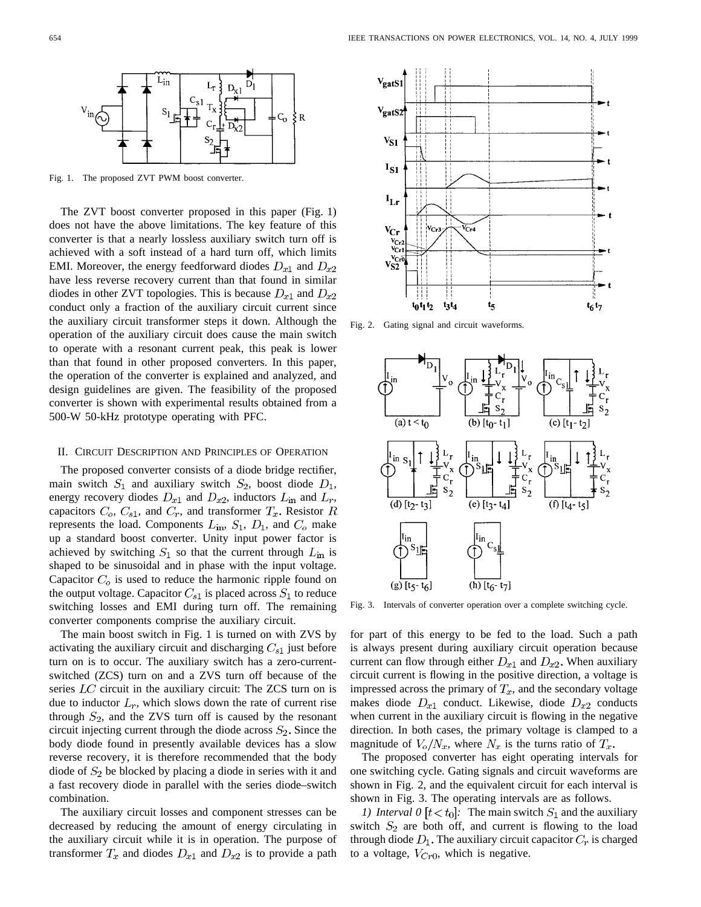Fig. 1. The proposed ZVT PWM boost converter.

The ZVT boost converter proposed in this paper (Fig. 1) does not have the above limitations. The key feature of this converter is that a nearly lossless auxiliary switch turn off is achieved with a soft instead of a hard turn off, which limits EMI. Moreover, the energy feedforward diodes $D_{x1}$ and $D_{x2}$ have less reverse recovery current than that found in similar diodes in other ZVT topologies. This is because $D_{x1}$ and $D_{x2}$ conduct only a fraction of the auxiliary circuit current since the auxiliary circuit transformer steps it down. Although the operation of the auxiliary circuit does cause the main switch to operate with a resonant current peak, this peak is lower than that found in other proposed converters. In this paper, the operation of the converter is explained and analyzed, and design guidelines are given. The feasibility of the proposed converter is shown with experimental results obtained from a 500-W 50-kHz prototype operating with PFC.

## II. Circuit Description and Principles of Operation

The proposed converter consists of a diode bridge rectifier, main switch $S_1$ and auxiliary switch $S_2$, boost diode $D_1$, energy recovery diodes $D_{x1}$ and $D_{x2}$, inductors $L_{in}$ and $L_r$, capacitors $C_o$, $C_{s1}$, and $C_r$, and transformer $T_x$. Resistor $R$ represents the load. Components $L_{in}$, $S_1$, $D_1$, and $C_o$ make up a standard boost converter. Unity input power factor is achieved by switching $S_1$ so that the current through $L_{in}$ is shaped to be sinusoidal and in phase with the input voltage. Capacitor $C_o$ is used to reduce the harmonic ripple found on the output voltage. Capacitor $C_{s1}$ is placed across $S_1$ to reduce switching losses and EMI during turn off. The remaining converter components comprise the auxiliary circuit.

The main boost switch in Fig. 1 is turned on with ZVS by activating the auxiliary circuit and discharging $C_{s1}$ just before turn on is to occur. The auxiliary switch has a zero-current-switched (ZCS) turn on and a ZVS turn off because of the series $LC$ circuit in the auxiliary circuit: The ZCS turn on is due to inductor $L_r$, which slows down the rate of current rise through $S_2$, and the ZVS turn off is caused by the resonant circuit injecting current through the diode across $S_2$. Since the body diode found in presently available devices has a slow reverse recovery, it is therefore recommended that the body diode of $S_2$ be blocked by placing a diode in series with it and a fast recovery diode in parallel with the series diode–switch combination.

The auxiliary circuit losses and component stresses can be decreased by reducing the amount of energy circulating in the auxiliary circuit while it is in operation. The purpose of transformer $T_x$ and diodes $D_{x1}$ and $D_{x2}$ is to provide a path for part of this energy to be fed to the load. Such a path is always present during auxiliary circuit operation because current can flow through either $D_{x1}$ and $D_{x2}$. When auxiliary circuit current is flowing in the positive direction, a voltage is impressed across the primary of $T_x$, and the secondary voltage makes diode $D_{x1}$ conduct. Likewise, diode $D_{x2}$ conducts when current in the auxiliary circuit is flowing in the negative direction. In both cases, the primary voltage is clamped to a magnitude of $V_o/N_x$, where $N_x$ is the turns ratio of $T_x$.

The proposed converter has eight operating intervals for one switching cycle. Gating signals and circuit waveforms are shown in Fig. 2, and the equivalent circuit for each interval is shown in Fig. 3. The operating intervals are as follows.

*1) Interval 0* $[t < t_0]$: The main switch $S_1$ and the auxiliary switch $S_2$ are both off, and current is flowing to the load through diode $D_1$. The auxiliary circuit capacitor $C_r$ is charged to a voltage, $V_{Cr0}$, which is negative.

Fig. 2. Gating signal and circuit waveforms.

Fig. 3. Intervals of converter operation over a complete switching cycle.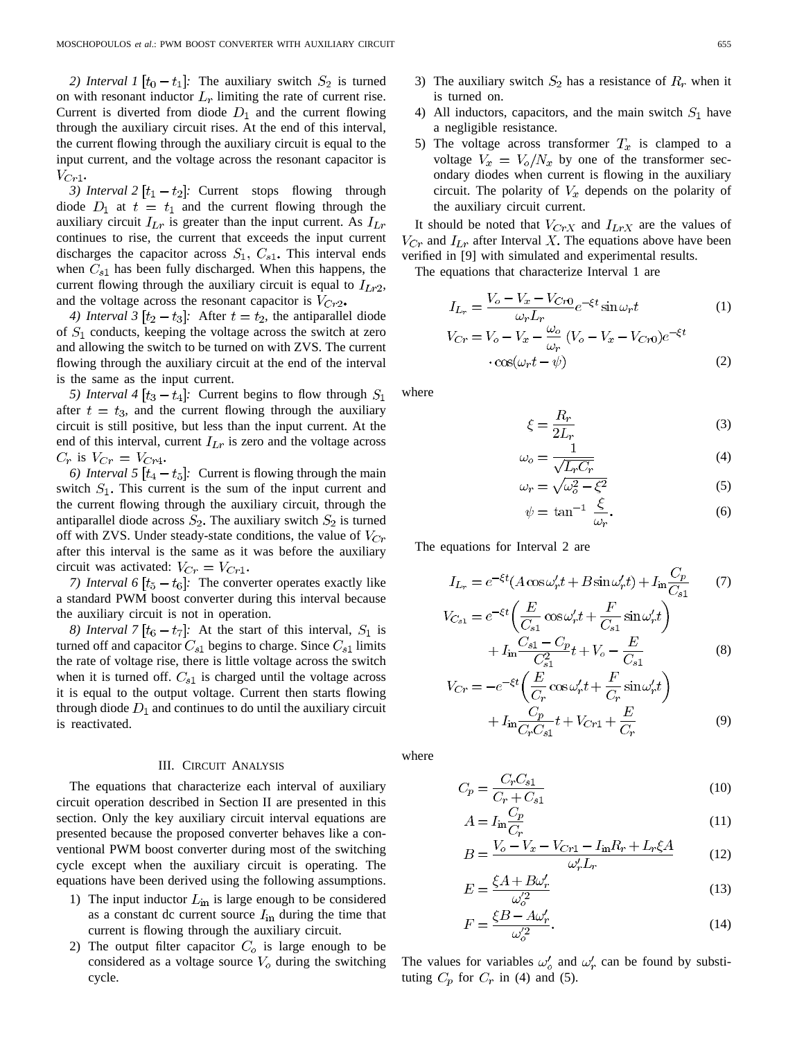*2) Interval 1* $[t_0 - t_1]$*:* The auxiliary switch $S_2$ is turned on with resonant inductor $L_r$ limiting the rate of current rise. Current is diverted from diode $D_1$ and the current flowing through the auxiliary circuit rises. At the end of this interval, the current flowing through the auxiliary circuit is equal to the input current, and the voltage across the resonant capacitor is $V_{Cr1}$.

*3) Interval 2* $[t_1 - t_2]$*:* Current stops flowing through diode $D_1$ at $t = t_1$ and the current flowing through the auxiliary circuit $I_{Lr}$ is greater than the input current. As $I_{Lr}$ continues to rise, the current that exceeds the input current discharges the capacitor across $S_1$, $C_{s1}$. This interval ends when $C_{s1}$ has been fully discharged. When this happens, the current flowing through the auxiliary circuit is equal to $I_{Lr2}$, and the voltage across the resonant capacitor is $V_{Cr2}$.

*4) Interval 3* $[t_2 - t_3]$*:* After $t = t_2$, the antiparallel diode of $S_1$ conducts, keeping the voltage across the switch at zero and allowing the switch to be turned on with ZVS. The current flowing through the auxiliary circuit at the end of the interval is the same as the input current.

*5) Interval 4* $[t_3 - t_4]$*:* Current begins to flow through $S_1$ after $t = t_3$, and the current flowing through the auxiliary circuit is still positive, but less than the input current. At the end of this interval, current $I_{Lr}$ is zero and the voltage across $C_r$ is $V_{Cr} = V_{Cr4}$.

*6) Interval 5* $[t_4 - t_5]$*:* Current is flowing through the main switch $S_1$. This current is the sum of the input current and the current flowing through the auxiliary circuit, through the antiparallel diode across $S_2$. The auxiliary switch $S_2$ is turned off with ZVS. Under steady-state conditions, the value of $V_{Cr}$ after this interval is the same as it was before the auxiliary circuit was activated: $V_{Cr} = V_{Cr1}$.

*7) Interval 6* $[t_5 - t_6]$*:* The converter operates exactly like a standard PWM boost converter during this interval because the auxiliary circuit is not in operation.

*8) Interval 7* $[t_6 - t_7]$*:* At the start of this interval, $S_1$ is turned off and capacitor $C_{s1}$ begins to charge. Since $C_{s1}$ limits the rate of voltage rise, there is little voltage across the switch when it is turned off. $C_{s1}$ is charged until the voltage across it is equal to the output voltage. Current then starts flowing through diode $D_1$ and continues to do until the auxiliary circuit is reactivated.

## III. Circuit Analysis

The equations that characterize each interval of auxiliary circuit operation described in Section II are presented in this section. Only the key auxiliary circuit interval equations are presented because the proposed converter behaves like a conventional PWM boost converter during most of the switching cycle except when the auxiliary circuit is operating. The equations have been derived using the following assumptions.

1) The input inductor $L_{\text{in}}$ is large enough to be considered as a constant dc current source $I_{\text{in}}$ during the time that current is flowing through the auxiliary circuit.
2) The output filter capacitor $C_o$ is large enough to be considered as a voltage source $V_o$ during the switching cycle.
3) The auxiliary switch $S_2$ has a resistance of $R_r$ when it is turned on.
4) All inductors, capacitors, and the main switch $S_1$ have a negligible resistance.
5) The voltage across transformer $T_x$ is clamped to a voltage $V_x = V_o/N_x$ by one of the transformer secondary diodes when current is flowing in the auxiliary circuit. The polarity of $V_x$ depends on the polarity of the auxiliary circuit current.

It should be noted that $V_{CrX}$ and $I_{LrX}$ are the values of $V_{Cr}$ and $I_{Lr}$ after Interval $X$. The equations above have been verified in [9] with simulated and experimental results.

The equations that characterize Interval 1 are

$$I_{L_r} = \frac{V_o - V_x - V_{Cr0}}{\omega_r L_r} e^{-\xi t} \sin \omega_r t \tag{1}$$

$$V_{Cr} = V_o - V_x - \frac{\omega_o}{\omega_r} (V_o - V_x - V_{Cr0}) e^{-\xi t} \cdot \cos(\omega_r t - \psi) \tag{2}$$

where

$$\xi = \frac{R_r}{2L_r} \tag{3}$$

$$\omega_o = \frac{1}{\sqrt{L_r C_r}} \tag{4}$$

$$\omega_r = \sqrt{\omega_o^2 - \xi^2} \tag{5}$$

$$\psi = \tan^{-1} \frac{\xi}{\omega_r}. \tag{6}$$

The equations for Interval 2 are

$$I_{L_r} = e^{-\xi t}(A \cos \omega_r' t + B \sin \omega_r' t) + I_{\text{in}} \frac{C_p}{C_{s1}} \tag{7}$$

$$V_{C_{s1}} = e^{-\xi t} \left( \frac{E}{C_{s1}} \cos \omega_r' t + \frac{F}{C_{s1}} \sin \omega_r' t \right) + I_{\text{in}} \frac{C_{s1} - C_p}{C_{s1}^2} t + V_o - \frac{E}{C_{s1}} \tag{8}$$

$$V_{Cr} = -e^{-\xi t} \left( \frac{E}{C_r} \cos \omega_r' t + \frac{F}{C_r} \sin \omega_r' t \right) + I_{\text{in}} \frac{C_p}{C_r C_{s1}} t + V_{Cr1} + \frac{E}{C_r} \tag{9}$$

where

$$C_p = \frac{C_r C_{s1}}{C_r + C_{s1}} \tag{10}$$

$$A = I_{\text{in}} \frac{C_p}{C_r} \tag{11}$$

$$B = \frac{V_o - V_x - V_{Cr1} - I_{\text{in}} R_r + L_r \xi A}{\omega_r' L_r} \tag{12}$$

$$E = \frac{\xi A + B \omega_r'}{\omega_o'^2} \tag{13}$$

$$F = \frac{\xi B - A \omega_r'}{\omega_o'^2}. \tag{14}$$

The values for variables $\omega_o'$ and $\omega_r'$ can be found by substituting $C_p$ for $C_r$ in (4) and (5).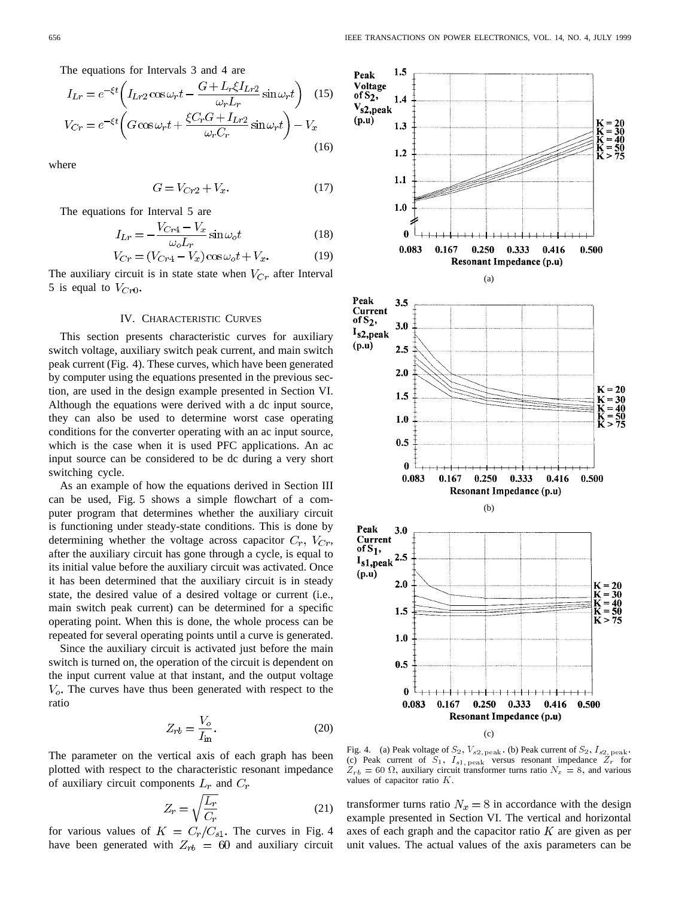The equations for Intervals 3 and 4 are

$$I_{Lr} = e^{-\xi t}\left(I_{Lr2}\cos\omega_r t - \frac{G + L_r\xi I_{Lr2}}{\omega_r L_r}\sin\omega_r t\right) \quad (15)$$

$$V_{Cr} = e^{-\xi t}\left(G\cos\omega_r t + \frac{\xi C_r G + I_{Lr2}}{\omega_r C_r}\sin\omega_r t\right) - V_x \quad (16)$$

where

$$G = V_{Cr2} + V_x. \quad (17)$$

The equations for Interval 5 are

$$I_{Lr} = -\frac{V_{Cr4} - V_x}{\omega_o L_r}\sin\omega_o t \quad (18)$$

$$V_{Cr} = (V_{Cr4} - V_x)\cos\omega_o t + V_x. \quad (19)$$

The auxiliary circuit is in state state when $V_{Cr}$ after Interval 5 is equal to $V_{Cr0}$.

## IV. Characteristic Curves

This section presents characteristic curves for auxiliary switch voltage, auxiliary switch peak current, and main switch peak current (Fig. 4). These curves, which have been generated by computer using the equations presented in the previous section, are used in the design example presented in Section VI. Although the equations were derived with a dc input source, they can also be used to determine worst case operating conditions for the converter operating with an ac input source, which is the case when it is used PFC applications. An ac input source can be considered to be dc during a very short switching cycle.

As an example of how the equations derived in Section III can be used, Fig. 5 shows a simple flowchart of a computer program that determines whether the auxiliary circuit is functioning under steady-state conditions. This is done by determining whether the voltage across capacitor $C_r$, $V_{Cr}$, after the auxiliary circuit has gone through a cycle, is equal to its initial value before the auxiliary circuit was activated. Once it has been determined that the auxiliary circuit is in steady state, the desired value of a desired voltage or current (i.e., main switch peak current) can be determined for a specific operating point. When this is done, the whole process can be repeated for several operating points until a curve is generated.

Since the auxiliary circuit is activated just before the main switch is turned on, the operation of the circuit is dependent on the input current value at that instant, and the output voltage $V_o$. The curves have thus been generated with respect to the ratio

$$Z_{rb} = \frac{V_o}{I_{\text{in}}}. \quad (20)$$

The parameter on the vertical axis of each graph has been plotted with respect to the characteristic resonant impedance of auxiliary circuit components $L_r$ and $C_r$

$$Z_r = \sqrt{\frac{L_r}{C_r}} \quad (21)$$

for various values of $K = C_r/C_{s1}$. The curves in Fig. 4 have been generated with $Z_{rb} = 60$ and auxiliary circuit transformer turns ratio $N_x = 8$ in accordance with the design example presented in Section VI. The vertical and horizontal axes of each graph and the capacitor ratio $K$ are given as per unit values. The actual values of the axis parameters can be

Fig. 4. (a) Peak voltage of $S_2$, $V_{s2,\text{peak}}$. (b) Peak current of $S_2$, $I_{s2,\text{peak}}$. (c) Peak current of $S_1$, $I_{s1,\text{peak}}$ versus resonant impedance $Z_r$ for $Z_{rb} = 60\ \Omega$, auxiliary circuit transformer turns ratio $N_x = 8$, and various values of capacitor ratio $K$.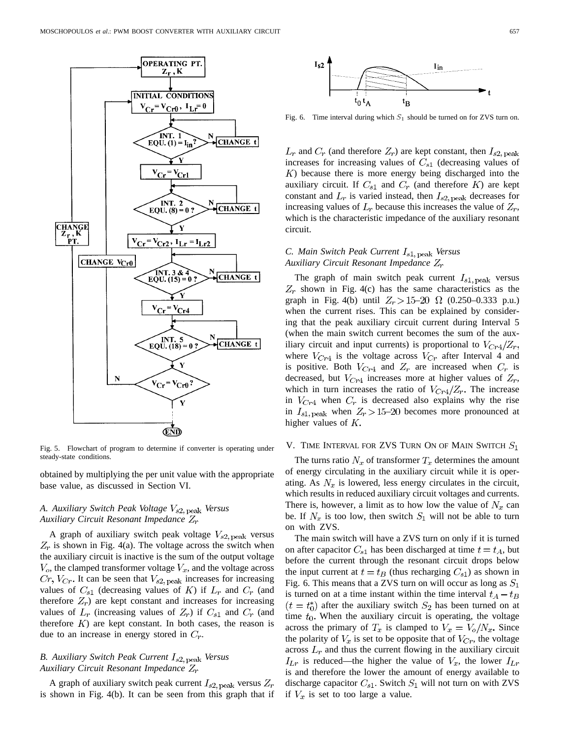Fig. 5. Flowchart of program to determine if converter is operating under steady-state conditions.

obtained by multiplying the per unit value with the appropriate base value, as discussed in Section VI.

### A. Auxiliary Switch Peak Voltage $V_{s2,\text{peak}}$ Versus Auxiliary Circuit Resonant Impedance $Z_r$

A graph of auxiliary switch peak voltage $V_{s2,\text{peak}}$ versus $Z_r$ is shown in Fig. 4(a). The voltage across the switch when the auxiliary circuit is inactive is the sum of the output voltage $V_o$, the clamped transformer voltage $V_x$, and the voltage across $Cr$, $V_{Cr}$. It can be seen that $V_{s2,\text{peak}}$ increases for increasing values of $C_{s1}$ (decreasing values of $K$) if $L_r$ and $C_r$ (and therefore $Z_r$) are kept constant and increases for increasing values of $L_r$ (increasing values of $Z_r$) if $C_{s1}$ and $C_r$ (and therefore $K$) are kept constant. In both cases, the reason is due to an increase in energy stored in $C_r$.

### B. Auxiliary Switch Peak Current $I_{s2,\text{peak}}$ Versus Auxiliary Circuit Resonant Impedance $Z_r$

A graph of auxiliary switch peak current $I_{s2,\text{peak}}$ versus $Z_r$ is shown in Fig. 4(b). It can be seen from this graph that if $L_r$ and $C_r$ (and therefore $Z_r$) are kept constant, then $I_{s2,\text{peak}}$ increases for increasing values of $C_{s1}$ (decreasing values of $K$) because there is more energy being discharged into the auxiliary circuit. If $C_{s1}$ and $C_r$ (and therefore $K$) are kept constant and $L_r$ is varied instead, then $I_{s2,\text{peak}}$ decreases for increasing values of $L_r$ because this increases the value of $Z_r$, which is the characteristic impedance of the auxiliary resonant circuit.

Fig. 6. Time interval during which $S_1$ should be turned on for ZVS turn on.

### C. Main Switch Peak Current $I_{s1,\text{peak}}$ Versus Auxiliary Circuit Resonant Impedance $Z_r$

The graph of main switch peak current $I_{s1,\text{peak}}$ versus $Z_r$ shown in Fig. 4(c) has the same characteristics as the graph in Fig. 4(b) until $Z_r > 15$–$20\ \Omega$ (0.250–0.333 p.u.) when the current rises. This can be explained by considering that the peak auxiliary circuit current during Interval 5 (when the main switch current becomes the sum of the auxiliary circuit and input currents) is proportional to $V_{Cr4}/Z_r$, where $V_{Cr4}$ is the voltage across $V_{Cr}$ after Interval 4 and is positive. Both $V_{Cr4}$ and $Z_r$ are increased when $C_r$ is decreased, but $V_{Cr4}$ increases more at higher values of $Z_r$, which in turn increases the ratio of $V_{Cr4}/Z_r$. The increase in $V_{Cr4}$ when $C_r$ is decreased also explains why the rise in $I_{s1,\text{peak}}$ when $Z_r > 15$–$20$ becomes more pronounced at higher values of $K$.

## V. Time Interval for ZVS Turn On of Main Switch $S_1$

The turns ratio $N_x$ of transformer $T_x$ determines the amount of energy circulating in the auxiliary circuit while it is operating. As $N_x$ is lowered, less energy circulates in the circuit, which results in reduced auxiliary circuit voltages and currents. There is, however, a limit as to how low the value of $N_x$ can be. If $N_x$ is too low, then switch $S_1$ will not be able to turn on with ZVS.

The main switch will have a ZVS turn on only if it is turned on after capacitor $C_{s1}$ has been discharged at time $t = t_A$, but before the current through the resonant circuit drops below the input current at $t = t_B$ (thus recharging $C_{s1}$) as shown in Fig. 6. This means that a ZVS turn on will occur as long as $S_1$ is turned on at a time instant within the time interval $t_A - t_B$ ($t = t_0^*$) after the auxiliary switch $S_2$ has been turned on at time $t_0$. When the auxiliary circuit is operating, the voltage across the primary of $T_x$ is clamped to $V_x = V_o/N_x$. Since the polarity of $V_x$ is set to be opposite that of $V_{Cr}$, the voltage across $L_r$ and thus the current flowing in the auxiliary circuit $I_{Lr}$ is reduced—the higher the value of $V_x$, the lower $I_{Lr}$ is and therefore the lower the amount of energy available to discharge capacitor $C_{s1}$. Switch $S_1$ will not turn on with ZVS if $V_x$ is set to too large a value.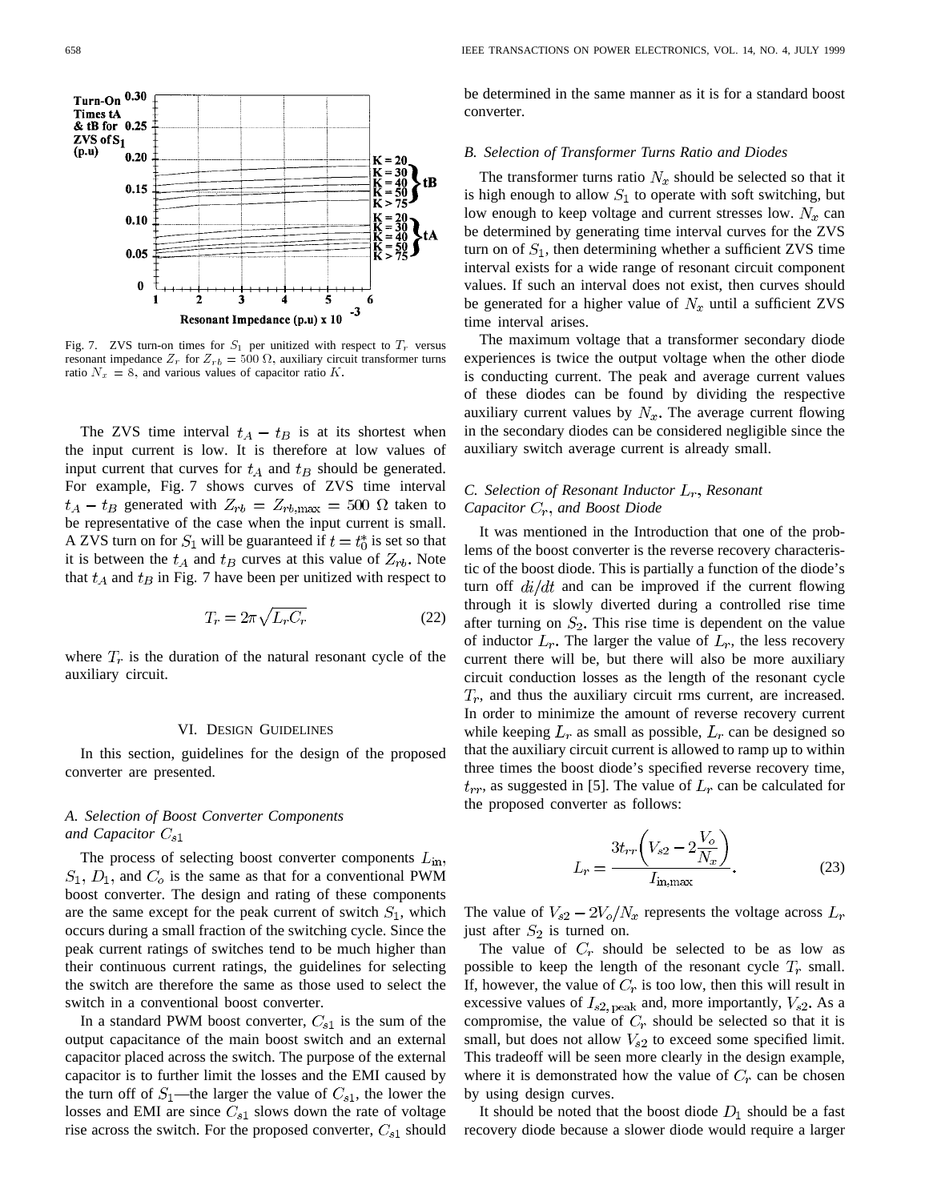Fig. 7. ZVS turn-on times for $S_1$ per unitized with respect to $T_r$ versus resonant impedance $Z_r$ for $Z_{rb} = 500\ \Omega$, auxiliary circuit transformer turns ratio $N_x = 8$, and various values of capacitor ratio $K$.

The ZVS time interval $t_A - t_B$ is at its shortest when the input current is low. It is therefore at low values of input current that curves for $t_A$ and $t_B$ should be generated. For example, Fig. 7 shows curves of ZVS time interval $t_A - t_B$ generated with $Z_{rb} = Z_{rb,\max} = 500\ \Omega$ taken to be representative of the case when the input current is small. A ZVS turn on for $S_1$ will be guaranteed if $t = t_0^*$ is set so that it is between the $t_A$ and $t_B$ curves at this value of $Z_{rb}$. Note that $t_A$ and $t_B$ in Fig. 7 have been per unitized with respect to

$$T_r = 2\pi\sqrt{L_r C_r} \tag{22}$$

where $T_r$ is the duration of the natural resonant cycle of the auxiliary circuit.

## VI. Design Guidelines

In this section, guidelines for the design of the proposed converter are presented.

### A. Selection of Boost Converter Components and Capacitor $C_{s1}$

The process of selecting boost converter components $L_{\text{in}}$, $S_1$, $D_1$, and $C_o$ is the same as that for a conventional PWM boost converter. The design and rating of these components are the same except for the peak current of switch $S_1$, which occurs during a small fraction of the switching cycle. Since the peak current ratings of switches tend to be much higher than their continuous current ratings, the guidelines for selecting the switch are therefore the same as those used to select the switch in a conventional boost converter.

In a standard PWM boost converter, $C_{s1}$ is the sum of the output capacitance of the main boost switch and an external capacitor placed across the switch. The purpose of the external capacitor is to further limit the losses and the EMI caused by the turn off of $S_1$—the larger the value of $C_{s1}$, the lower the losses and EMI are since $C_{s1}$ slows down the rate of voltage rise across the switch. For the proposed converter, $C_{s1}$ should be determined in the same manner as it is for a standard boost converter.

### B. Selection of Transformer Turns Ratio and Diodes

The transformer turns ratio $N_x$ should be selected so that it is high enough to allow $S_1$ to operate with soft switching, but low enough to keep voltage and current stresses low. $N_x$ can be determined by generating time interval curves for the ZVS turn on of $S_1$, then determining whether a sufficient ZVS time interval exists for a wide range of resonant circuit component values. If such an interval does not exist, then curves should be generated for a higher value of $N_x$ until a sufficient ZVS time interval arises.

The maximum voltage that a transformer secondary diode experiences is twice the output voltage when the other diode is conducting current. The peak and average current values of these diodes can be found by dividing the respective auxiliary current values by $N_x$. The average current flowing in the secondary diodes can be considered negligible since the auxiliary switch average current is already small.

### C. Selection of Resonant Inductor $L_r$, Resonant Capacitor $C_r$, and Boost Diode

It was mentioned in the Introduction that one of the problems of the boost converter is the reverse recovery characteristic of the boost diode. This is partially a function of the diode's turn off $di/dt$ and can be improved if the current flowing through it is slowly diverted during a controlled rise time after turning on $S_2$. This rise time is dependent on the value of inductor $L_r$. The larger the value of $L_r$, the less recovery current there will be, but there will also be more auxiliary circuit conduction losses as the length of the resonant cycle $T_r$, and thus the auxiliary circuit rms current, are increased. In order to minimize the amount of reverse recovery current while keeping $L_r$ as small as possible, $L_r$ can be designed so that the auxiliary circuit current is allowed to ramp up to within three times the boost diode's specified reverse recovery time, $t_{rr}$, as suggested in [5]. The value of $L_r$ can be calculated for the proposed converter as follows:

$$L_r = \frac{3t_{rr}\left(V_{s2} - 2\dfrac{V_o}{N_x}\right)}{I_{\text{in,max}}}. \tag{23}$$

The value of $V_{s2} - 2V_o/N_x$ represents the voltage across $L_r$ just after $S_2$ is turned on.

The value of $C_r$ should be selected to be as low as possible to keep the length of the resonant cycle $T_r$ small. If, however, the value of $C_r$ is too low, then this will result in excessive values of $I_{s2,\text{peak}}$ and, more importantly, $V_{s2}$. As a compromise, the value of $C_r$ should be selected so that it is small, but does not allow $V_{s2}$ to exceed some specified limit. This tradeoff will be seen more clearly in the design example, where it is demonstrated how the value of $C_r$ can be chosen by using design curves.

It should be noted that the boost diode $D_1$ should be a fast recovery diode because a slower diode would require a larger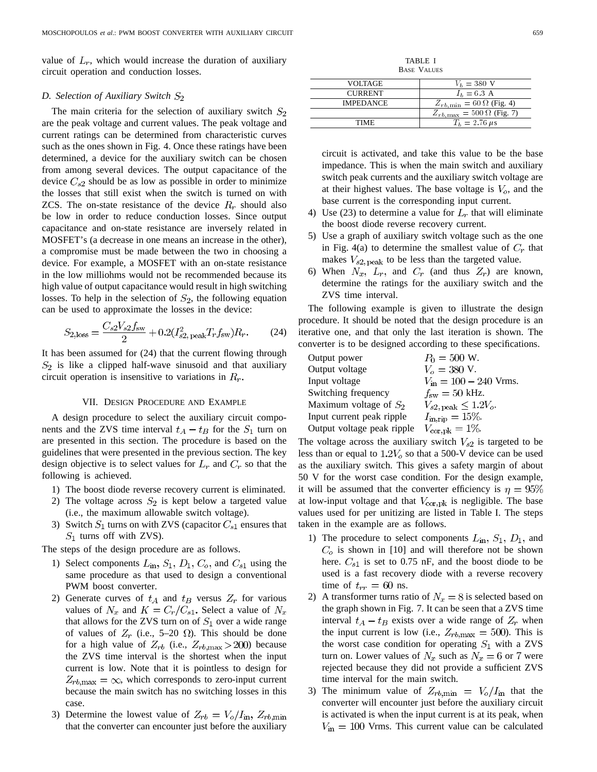value of $L_r$, which would increase the duration of auxiliary circuit operation and conduction losses.

### D. Selection of Auxiliary Switch $S_2$

The main criteria for the selection of auxiliary switch $S_2$ are the peak voltage and current values. The peak voltage and current ratings can be determined from characteristic curves such as the ones shown in Fig. 4. Once these ratings have been determined, a device for the auxiliary switch can be chosen from among several devices. The output capacitance of the device $C_{s2}$ should be as low as possible in order to minimize the losses that still exist when the switch is turned on with ZCS. The on-state resistance of the device $R_r$ should also be low in order to reduce conduction losses. Since output capacitance and on-state resistance are inversely related in MOSFET's (a decrease in one means an increase in the other), a compromise must be made between the two in choosing a device. For example, a MOSFET with an on-state resistance in the low milliohms would not be recommended because its high value of output capacitance would result in high switching losses. To help in the selection of $S_2$, the following equation can be used to approximate the losses in the device:

$$S_{2,\mathrm{loss}} = \frac{C_{s2} V_{s2} f_{\mathrm{sw}}}{2} + 0.2(I_{s2,\mathrm{peak}}^2 T_r f_{\mathrm{sw}}) R_r. \tag{24}$$

It has been assumed for (24) that the current flowing through $S_2$ is like a clipped half-wave sinusoid and that auxiliary circuit operation is insensitive to variations in $R_r$.

## VII. Design Procedure and Example

A design procedure to select the auxiliary circuit components and the ZVS time interval $t_A - t_B$ for the $S_1$ turn on are presented in this section. The procedure is based on the guidelines that were presented in the previous section. The key design objective is to select values for $L_r$ and $C_r$ so that the following is achieved.

1) The boost diode reverse recovery current is eliminated.
2) The voltage across $S_2$ is kept below a targeted value (i.e., the maximum allowable switch voltage).
3) Switch $S_1$ turns on with ZVS (capacitor $C_{s1}$ ensures that $S_1$ turns off with ZVS).

The steps of the design procedure are as follows.

1) Select components $L_{\mathrm{in}}$, $S_1$, $D_1$, $C_o$, and $C_{s1}$ using the same procedure as that used to design a conventional PWM boost converter.
2) Generate curves of $t_A$ and $t_B$ versus $Z_r$ for various values of $N_x$ and $K = C_r/C_{s1}$. Select a value of $N_x$ that allows for the ZVS turn on of $S_1$ over a wide range of values of $Z_r$ (i.e., 5–20 Ω). This should be done for a high value of $Z_{rb}$ (i.e., $Z_{rb,\max} > 200$) because the ZVS time interval is the shortest when the input current is low. Note that it is pointless to design for $Z_{rb,\max} = \infty$, which corresponds to zero-input current because the main switch has no switching losses in this case.
3) Determine the lowest value of $Z_{rb} = V_o/I_{\mathrm{in}}$, $Z_{rb,\min}$ that the converter can encounter just before the auxiliary circuit is activated, and take this value to be the base impedance. This is when the main switch and auxiliary switch peak currents and the auxiliary switch voltage are at their highest values. The base voltage is $V_o$, and the base current is the corresponding input current.
4) Use (23) to determine a value for $L_r$ that will eliminate the boost diode reverse recovery current.
5) Use a graph of auxiliary switch voltage such as the one in Fig. 4(a) to determine the smallest value of $C_r$ that makes $V_{s2,\mathrm{peak}}$ to be less than the targeted value.
6) When $N_x$, $L_r$, and $C_r$ (and thus $Z_r$) are known, determine the ratings for the auxiliary switch and the ZVS time interval.

TABLE I
Base Values

| VOLTAGE | $V_b = 380$ V |
|---|---|
| CURRENT | $I_b = 6.3$ A |
| IMPEDANCE | $Z_{rb,\min} = 60\ \Omega$ (Fig. 4) |
| | $Z_{rb,\max} = 500\ \Omega$ (Fig. 7) |
| TIME | $T_b = 2.76\ \mu$s |

The following example is given to illustrate the design procedure. It should be noted that the design procedure is an iterative one, and that only the last iteration is shown. The converter is to be designed according to these specifications.

| | |
|---|---|
| Output power | $P_0 = 500$ W. |
| Output voltage | $V_o = 380$ V. |
| Input voltage | $V_{\mathrm{in}} = 100 - 240$ Vrms. |
| Switching frequency | $f_{\mathrm{sw}} = 50$ kHz. |
| Maximum voltage of $S_2$ | $V_{s2,\mathrm{peak}} \leq 1.2V_o$. |
| Input current peak ripple | $I_{\mathrm{in,rip}} = 15\%$. |
| Output voltage peak ripple | $V_{\mathrm{cor,pk}} = 1\%$. |

The voltage across the auxiliary switch $V_{s2}$ is targeted to be less than or equal to $1.2V_o$ so that a 500-V device can be used as the auxiliary switch. This gives a safety margin of about 50 V for the worst case condition. For the design example, it will be assumed that the converter efficiency is $\eta = 95\%$ at low-input voltage and that $V_{\mathrm{cor,pk}}$ is negligible. The base values used for per unitizing are listed in Table I. The steps taken in the example are as follows.

1) The procedure to select components $L_{\mathrm{in}}$, $S_1$, $D_1$, and $C_o$ is shown in [10] and will therefore not be shown here. $C_{s1}$ is set to 0.75 nF, and the boost diode to be used is a fast recovery diode with a reverse recovery time of $t_{rr} = 60$ ns.
2) A transformer turns ratio of $N_x = 8$ is selected based on the graph shown in Fig. 7. It can be seen that a ZVS time interval $t_A - t_B$ exists over a wide range of $Z_r$ when the input current is low (i.e., $Z_{rb,\max} = 500$). This is the worst case condition for operating $S_1$ with a ZVS turn on. Lower values of $N_x$ such as $N_x = 6$ or 7 were rejected because they did not provide a sufficient ZVS time interval for the main switch.
3) The minimum value of $Z_{rb,\min} = V_o/I_{\mathrm{in}}$ that the converter will encounter just before the auxiliary circuit is activated is when the input current is at its peak, when $V_{\mathrm{in}} = 100$ Vrms. This current value can be calculated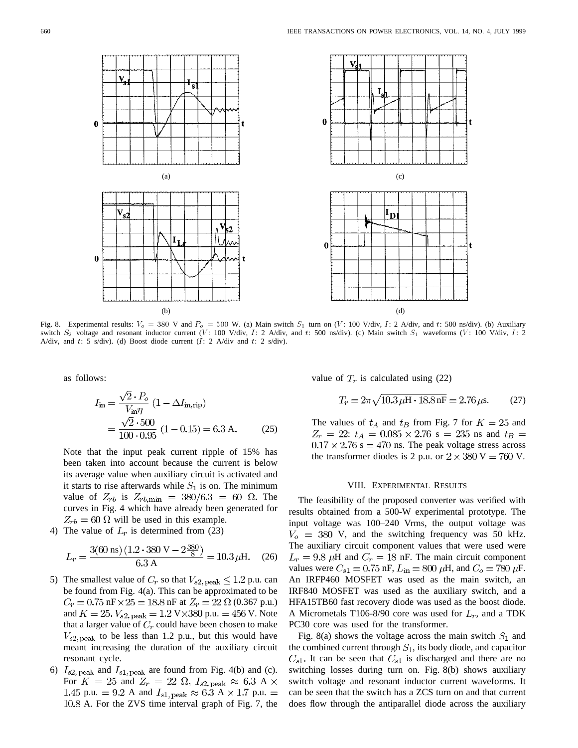Fig. 8. Experimental results: $V_o = 380$ V and $P_o = 500$ W. (a) Main switch $S_1$ turn on ($V$: 100 V/div, $I$: 2 A/div, and $t$: 500 ns/div). (b) Auxiliary switch $S_2$ voltage and resonant inductor current ($V$: 100 V/div, $I$: 2 A/div, and $t$: 500 ns/div). (c) Main switch $S_1$ waveforms ($V$: 100 V/div, $I$: 2 A/div, and $t$: 5 s/div). (d) Boost diode current ($I$: 2 A/div and $t$: 2 s/div).

as follows:

$$I_{\text{in}} = \frac{\sqrt{2} \cdot P_o}{V_{\text{in}}\eta}\,(1 - \Delta I_{\text{in,rip}}) = \frac{\sqrt{2} \cdot 500}{100 \cdot 0.95}\,(1 - 0.15) = 6.3\ \text{A}. \tag{25}$$

Note that the input peak current ripple of 15% has been taken into account because the current is below its average value when auxiliary circuit is activated and it starts to rise afterwards while $S_1$ is on. The minimum value of $Z_{rb}$ is $Z_{rb,\min} = 380/6.3 = 60\ \Omega$. The curves in Fig. 4 which have already been generated for $Z_{rb} = 60\ \Omega$ will be used in this example.

4) The value of $L_r$ is determined from (23)

$$L_r = \frac{3(60\ \text{ns})\,(1.2 \cdot 380\ \text{V} - 2\,\frac{380}{8})}{6.3\ \text{A}} = 10.3\,\mu\text{H}. \tag{26}$$

5) The smallest value of $C_r$ so that $V_{s2,\text{peak}} \leq 1.2$ p.u. can be found from Fig. 4(a). This can be approximated to be $C_r = 0.75\ \text{nF} \times 25 = 18.8$ nF at $Z_r = 22\ \Omega$ (0.367 p.u.) and $K = 25$. $V_{s2,\text{peak}} = 1.2\ \text{V} \times 380$ p.u. $= 456$ V. Note that a larger value of $C_r$ could have been chosen to make $V_{s2,\text{peak}}$ to be less than 1.2 p.u., but this would have meant increasing the duration of the auxiliary circuit resonant cycle.

6) $I_{s2,\text{peak}}$ and $I_{s1,\text{peak}}$ are found from Fig. 4(b) and (c). For $K = 25$ and $Z_r = 22\ \Omega$, $I_{s2,\text{peak}} \approx 6.3\ \text{A} \times 1.45$ p.u. $= 9.2$ A and $I_{s1,\text{peak}} \approx 6.3\ \text{A} \times 1.7$ p.u. $= 10.8$ A. For the ZVS time interval graph of Fig. 7, the value of $T_r$ is calculated using (22)

$$T_r = 2\pi\sqrt{10.3\,\mu\text{H} \cdot 18.8\,\text{nF}} = 2.76\,\mu\text{s}. \tag{27}$$

The values of $t_A$ and $t_B$ from Fig. 7 for $K = 25$ and $Z_r = 22$: $t_A = 0.085 \times 2.76$ s $= 235$ ns and $t_B = 0.17 \times 2.76$ s $= 470$ ns. The peak voltage stress across the transformer diodes is 2 p.u. or $2 \times 380\ \text{V} = 760$ V.

## VIII. Experimental Results

The feasibility of the proposed converter was verified with results obtained from a 500-W experimental prototype. The input voltage was 100–240 Vrms, the output voltage was $V_o = 380$ V, and the switching frequency was 50 kHz. The auxiliary circuit component values that were used were $L_r = 9.8\ \mu$H and $C_r = 18$ nF. The main circuit component values were $C_{s1} = 0.75$ nF, $L_{\text{in}} = 800\ \mu$H, and $C_o = 780\ \mu$F. An IRFP460 MOSFET was used as the main switch, an IRF840 MOSFET was used as the auxiliary switch, and a HFA15TB60 fast recovery diode was used as the boost diode. A Micrometals T106-8/90 core was used for $L_r$, and a TDK PC30 core was used for the transformer.

Fig. 8(a) shows the voltage across the main switch $S_1$ and the combined current through $S_1$, its body diode, and capacitor $C_{s1}$. It can be seen that $C_{s1}$ is discharged and there are no switching losses during turn on. Fig. 8(b) shows auxiliary switch voltage and resonant inductor current waveforms. It can be seen that the switch has a ZCS turn on and that current does flow through the antiparallel diode across the auxiliary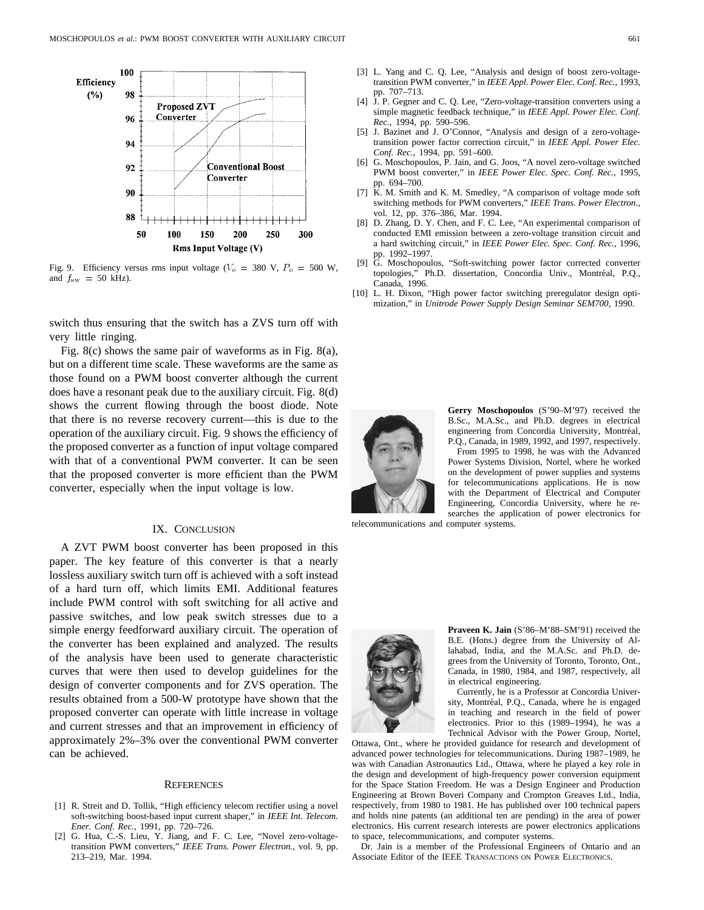Fig. 9. Efficiency versus rms input voltage ($V_o = 380$ V, $P_o = 500$ W, and $f_{sw} = 50$ kHz).

switch thus ensuring that the switch has a ZVS turn off with very little ringing.

Fig. 8(c) shows the same pair of waveforms as in Fig. 8(a), but on a different time scale. These waveforms are the same as those found on a PWM boost converter although the current does have a resonant peak due to the auxiliary circuit. Fig. 8(d) shows the current flowing through the boost diode. Note that there is no reverse recovery current—this is due to the operation of the auxiliary circuit. Fig. 9 shows the efficiency of the proposed converter as a function of input voltage compared with that of a conventional PWM converter. It can be seen that the proposed converter is more efficient than the PWM converter, especially when the input voltage is low.

## IX. Conclusion

A ZVT PWM boost converter has been proposed in this paper. The key feature of this converter is that a nearly lossless auxiliary switch turn off is achieved with a soft instead of a hard turn off, which limits EMI. Additional features include PWM control with soft switching for all active and passive switches, and low peak switch stresses due to a simple energy feedforward auxiliary circuit. The operation of the converter has been explained and analyzed. The results of the analysis have been used to generate characteristic curves that were then used to develop guidelines for the design of converter components and for ZVS operation. The results obtained from a 500-W prototype have shown that the proposed converter can operate with little increase in voltage and current stresses and that an improvement in efficiency of approximately 2%–3% over the conventional PWM converter can be achieved.

## References

[1] R. Streit and D. Tollik, "High efficiency telecom rectifier using a novel soft-switching boost-based input current shaper," in *IEEE Int. Telecom. Ener. Conf. Rec.*, 1991, pp. 720–726.

[2] G. Hua, C.-S. Lieu, Y. Jiang, and F. C. Lee, "Novel zero-voltage-transition PWM converters," *IEEE Trans. Power Electron.*, vol. 9, pp. 213–219, Mar. 1994.

[3] L. Yang and C. Q. Lee, "Analysis and design of boost zero-voltage-transition PWM converter," in *IEEE Appl. Power Elec. Conf. Rec.*, 1993, pp. 707–713.

[4] J. P. Gegner and C. Q. Lee, "Zero-voltage-transition converters using a simple magnetic feedback technique," in *IEEE Appl. Power Elec. Conf. Rec.*, 1994, pp. 590–596.

[5] J. Bazinet and J. O'Connor, "Analysis and design of a zero-voltage-transition power factor correction circuit," in *IEEE Appl. Power Elec. Conf. Rec.*, 1994, pp. 591–600.

[6] G. Moschopoulos, P. Jain, and G. Joos, "A novel zero-voltage switched PWM boost converter," in *IEEE Power Elec. Spec. Conf. Rec.*, 1995, pp. 694–700.

[7] K. M. Smith and K. M. Smedley, "A comparison of voltage mode soft switching methods for PWM converters," *IEEE Trans. Power Electron.*, vol. 12, pp. 376–386, Mar. 1994.

[8] D. Zhang, D. Y. Chen, and F. C. Lee, "An experimental comparison of conducted EMI emission between a zero-voltage transition circuit and a hard switching circuit," in *IEEE Power Elec. Spec. Conf. Rec.*, 1996, pp. 1992–1997.

[9] G. Moschopoulos, "Soft-switching power factor corrected converter topologies," Ph.D. dissertation, Concordia Univ., Montréal, P.Q., Canada, 1996.

[10] L. H. Dixon, "High power factor switching preregulator design optimization," in *Unitrode Power Supply Design Seminar SEM700*, 1990.

**Gerry Moschopoulos** (S'90–M'97) received the B.Sc., M.A.Sc., and Ph.D. degrees in electrical engineering from Concordia University, Montréal, P.Q., Canada, in 1989, 1992, and 1997, respectively.

From 1995 to 1998, he was with the Advanced Power Systems Division, Nortel, where he worked on the development of power supplies and systems for telecommunications applications. He is now with the Department of Electrical and Computer Engineering, Concordia University, where he researches the application of power electronics for telecommunications and computer systems.

**Praveen K. Jain** (S'86–M'88–SM'91) received the B.E. (Hons.) degree from the University of Allahabad, India, and the M.A.Sc. and Ph.D. degrees from the University of Toronto, Toronto, Ont., Canada, in 1980, 1984, and 1987, respectively, all in electrical engineering.

Currently, he is a Professor at Concordia University, Montréal, P.Q., Canada, where he is engaged in teaching and research in the field of power electronics. Prior to this (1989–1994), he was a Technical Advisor with the Power Group, Nortel, Ottawa, Ont., where he provided guidance for research and development of advanced power technologies for telecommunications. During 1987–1989, he was with Canadian Astronautics Ltd., Ottawa, where he played a key role in the design and development of high-frequency power conversion equipment for the Space Station Freedom. He was a Design Engineer and Production Engineering at Brown Boveri Company and Crompton Greaves Ltd., India, respectively, from 1980 to 1981. He has published over 100 technical papers and holds nine patents (an additional ten are pending) in the area of power electronics. His current research interests are power electronics applications to space, telecommunications, and computer systems.

Dr. Jain is a member of the Professional Engineers of Ontario and an Associate Editor of the IEEE Transactions on Power Electronics.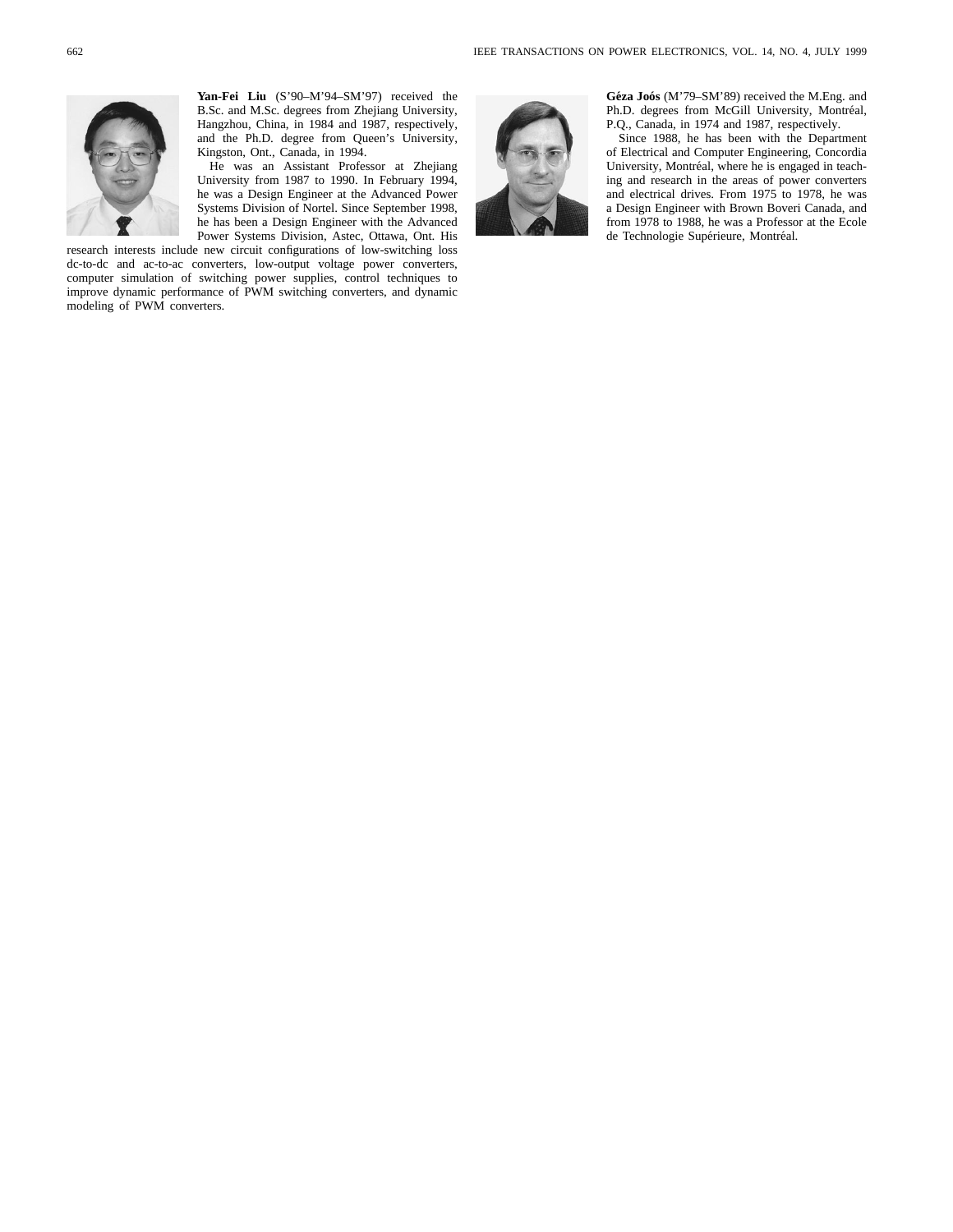**Yan-Fei Liu** (S'90–M'94–SM'97) received the B.Sc. and M.Sc. degrees from Zhejiang University, Hangzhou, China, in 1984 and 1987, respectively, and the Ph.D. degree from Queen's University, Kingston, Ont., Canada, in 1994.

He was an Assistant Professor at Zhejiang University from 1987 to 1990. In February 1994, he was a Design Engineer at the Advanced Power Systems Division of Nortel. Since September 1998, he has been a Design Engineer with the Advanced Power Systems Division, Astec, Ottawa, Ont. His research interests include new circuit configurations of low-switching loss dc-to-dc and ac-to-ac converters, low-output voltage power converters, computer simulation of switching power supplies, control techniques to improve dynamic performance of PWM switching converters, and dynamic modeling of PWM converters.

**Géza Joós** (M'79–SM'89) received the M.Eng. and Ph.D. degrees from McGill University, Montréal, P.Q., Canada, in 1974 and 1987, respectively.

Since 1988, he has been with the Department of Electrical and Computer Engineering, Concordia University, Montréal, where he is engaged in teaching and research in the areas of power converters and electrical drives. From 1975 to 1978, he was a Design Engineer with Brown Boveri Canada, and from 1978 to 1988, he was a Professor at the Ecole de Technologie Supérieure, Montréal.